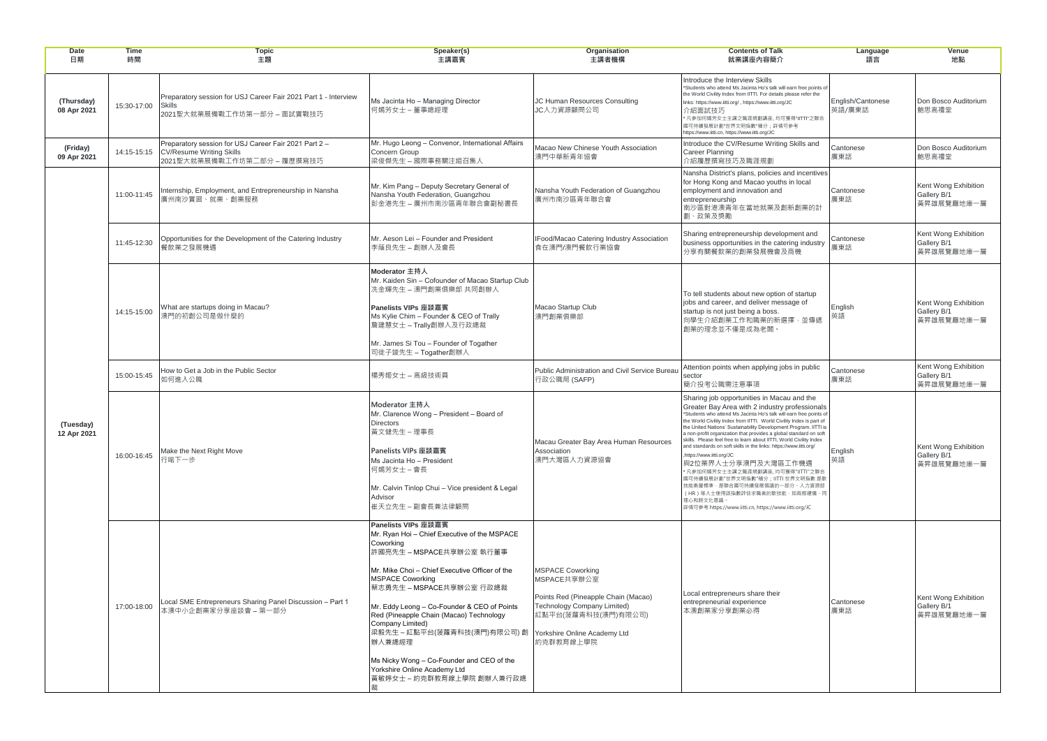| Date 日期 | Time 時間 | Topic 主題 | Speaker(s) 主講嘉賓 | Organisation 主講者機構 | Contents of Talk 就業講座內容簡介 | Language 語言 | Venue 地點 |
|---|---|---|---|---|---|---|---|
| (Thursday) 08 Apr 2021 | 15:30-17:00 | Preparatory session for USJ Career Fair 2021 Part 1 - Interview Skills<br>2021聖大就業展備戰工作坊第一部分 – 面試實戰技巧 | Ms Jacinta Ho – Managing Director<br>何嫣芳女士 – 董事總經理 | JC Human Resources Consulting<br>JC人力資源顧問公司 | Introduce the Interview Skills<br>*Students who attend Ms Jacinta Ho's talk will earn free points of the World Civility Index from IITTI. For details please refer the links: https://www.iitti.org/ , https://www.iitti.org/JC<br>介紹面試技巧<br>* 凡參加何嫣芳女士主講之職涯規劃講座, 均可獲得"IITTI"之聯合國可持續發展計劃"世界文明指數"積分；詳情可參考 https://www.iitti.cn, https://www.iitti.org/JC | English/Cantonese<br>英語/廣東話 | Don Bosco Auditorium<br>鮑思高禮堂 |
| (Friday) 09 Apr 2021 | 14:15-15:15 | Preparatory session for USJ Career Fair 2021 Part 2 – CV/Resume Writing Skills<br>2021聖大就業展備戰工作坊第二部分 – 履歷撰寫技巧 | Mr. Hugo Leong – Convenor, International Affairs Concern Group<br>梁俊傑先生 – 國際事務關注組召集人 | Macao New Chinese Youth Association<br>澳門中華新青年協會 | Introduce the CV/Resume Writing Skills and Career Planning<br>介紹履歷撰寫技巧及職涯規劃 | Cantonese<br>廣東話 | Don Bosco Auditorium<br>鮑思高禮堂 |
| (Tuesday) 12 Apr 2021 | 11:00-11:45 | Internship, Employment, and Entrepreneurship in Nansha<br>廣州南沙實習、就業、創業服務 | Mr. Kim Pang – Deputy Secretary General of Nansha Youth Federation, Guangzhou<br>彭金港先生 – 廣州市南沙區青年聯合會副秘書長 | Nansha Youth Federation of Guangzhou<br>廣州市南沙區青年聯合會 | Nansha District's plans, policies and incentives for Hong Kong and Macao youths in local employment and innovation and entrepreneurship<br>南沙區對港澳青年在當地就業及創新創業的計劃、政策及獎勵 | Cantonese<br>廣東話 | Kent Wong Exhibition Gallery B/1<br>黃昇雄展覽廳地庫一層 |
| | 11:45-12:30 | Opportunities for the Development of the Catering Industry<br>餐飲業之發展機遇 | Mr. Aeson Lei – Founder and President<br>李蔭良先生 – 創辦人及會長 | IFood/Macao Catering Industry Association<br>食在澳門/澳門餐飲行業協會 | Sharing entrepreneurship development and business opportunities in the catering industry<br>分享有關餐飲業的創業發展機會及商機 | Cantonese<br>廣東話 | Kent Wong Exhibition Gallery B/1<br>黃昇雄展覽廳地庫一層 |
| | 14:15-15:00 | What are startups doing in Macau?<br>澳門的初創公司是做什麼的 | **Moderator 主持人**<br>Mr. Kaiden Sin – Cofounder of Macao Startup Club<br>冼金輝先生 – 澳門創業俱樂部 共同創辦人<br>**Panelists VIPs 座談嘉賓**<br>Ms Kylie Chim – Founder & CEO of Trally<br>詹建慧女士 – Trally創辦人及行政總裁<br>Mr. James Si Tou – Founder of Togather<br>司徒子竣先生 – Togather創辦人 | Macao Startup Club<br>澳門創業俱樂部 | To tell students about new option of startup jobs and career, and deliver message of startup is not just being a boss.<br>向學生介紹創業工作和職業的新選擇，並傳遞創業的理念並不僅是成為老闆。 | English<br>英語 | Kent Wong Exhibition Gallery B/1<br>黃昇雄展覽廳地庫一層 |
| | 15:00-15:45 | How to Get a Job in the Public Sector<br>如何進入公職 | 楊秀娓女士 – 高級技術員 | Public Administration and Civil Service Bureau<br>行政公職局 (SAFP) | Attention points when applying jobs in public sector<br>簡介投考公職需注意事項 | Cantonese<br>廣東話 | Kent Wong Exhibition Gallery B/1<br>黃昇雄展覽廳地庫一層 |
| | 16:00-16:45 | Make the Next Right Move<br>行啱下一步 | Moderator 主持人<br>Mr. Clarence Wong – President – Board of Directors<br>黃文健先生 – 理事長<br>Panelists VIPs 座談嘉賓<br>Ms Jacinta Ho – President<br>何嫣芳女士 – 會長<br>Mr. Calvin Tinlop Chui – Vice president & Legal Advisor<br>崔天立先生 – 副會長兼法律顧問 | Macau Greater Bay Area Human Resources Association<br>澳門大灣區人力資源協會 | Sharing job opportunities in Macau and the Greater Bay Area with 2 industry professionals<br>*Students who attend Ms Jacinta Ho's talk will earn free points of the World Civility Index from IITTI. World Civility Index is part of the United Nations' Sustainability Development Program. IITTI is a non-profit organization that provides a global standard on soft skills. Please feel free to learn about IITTI, World Civility Index and standards on soft skills in the links: https://www.iitti.org/ ,https://www.iitti.org/JC<br>與2位業界人士分享澳門及大灣區工作機遇<br>* 凡參加何嫣芳女士主講之職涯規劃講座, 均可獲得"IITTI"之聯合國可持續發展計劃"世界文明指數"積分；IITTI 世界文明指數 是軟技能衡量標準，是聯合國可持續發展倡議的一部分，人力資源部（HR）等人士使用該指數評估求職者的軟技能，如商務禮儀，同理心和跨文化意識。<br>詳情可參考 https://www.iitti.cn, https://www.iitti.org/JC | English<br>英語 | Kent Wong Exhibition Gallery B/1<br>黃昇雄展覽廳地庫一層 |
| | 17:00-18:00 | Local SME Entrepreneurs Sharing Panel Discussion – Part 1<br>本澳中小企創業家分享座談會 – 第一部分 | **Panelists VIPs 座談嘉賓**<br>Mr. Ryan Hoi – Chief Executive of the MSPACE Coworking<br>許國亮先生 – MSPACE共享辦公室 執行董事<br>Mr. Mike Choi – Chief Executive Officer of the MSPACE Coworking<br>蔡志勇先生 – MSPACE共享辦公室 行政總裁<br>Mr. Eddy Leong – Co-Founder & CEO of Points Red (Pineapple Chain (Macao) Technology Company Limited)<br>梁毅先生 – 紅點平台(菠蘿青科技(澳門)有限公司) 創辦人兼總經理<br>Ms Nicky Wong – Co-Founder and CEO of the Yorkshire Online Academy Ltd<br>黃敏婷女士 – 約克群教育線上學院 創辦人兼行政總裁 | MSPACE Coworking<br>MSPACE共享辦公室<br>Points Red (Pineapple Chain (Macao) Technology Company Limited)<br>紅點平台(菠蘿青科技(澳門)有限公司)<br>Yorkshire Online Academy Ltd<br>約克群教育線上學院 | Local entrepreneurs share their entrepreneurial experience<br>本澳創業家分享創業心得 | Cantonese<br>廣東話 | Kent Wong Exhibition Gallery B/1<br>黃昇雄展覽廳地庫一層 |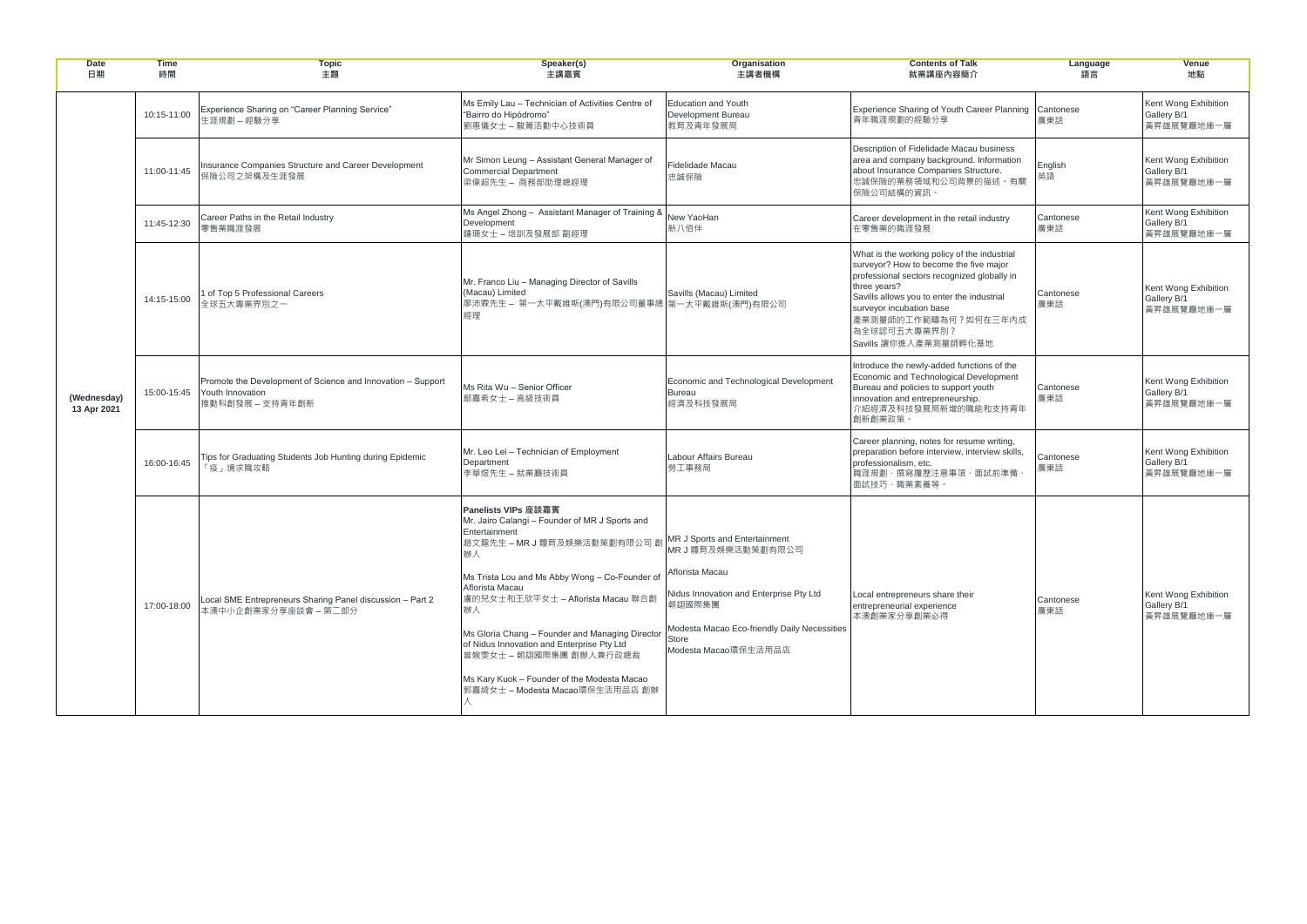| Date<br>日期 | Time<br>時間 | Topic<br>主題 | Speaker(s)<br>主講嘉賓 | Organisation<br>主講者機構 | Contents of Talk<br>就業講座內容簡介 | Language<br>語言 | Venue<br>地點 |
|---|---|---|---|---|---|---|---|
| (Wednesday)<br>13 Apr 2021 | 10:15-11:00 | Experience Sharing on "Career Planning Service"<br>生涯規劃 – 經驗分享 | Ms Emily Lau – Technician of Activities Centre of "Bairro do Hipódromo"<br>劉惠儀女士 – 駿菁活動中心技術員 | Education and Youth Development Bureau<br>教育及青年發展局 | Experience Sharing of Youth Career Planning<br>青年職涯規劃的經驗分享 | Cantonese<br>廣東話 | Kent Wong Exhibition Gallery B/1<br>黃昇雄展覽廳地庫一層 |
| | 11:00-11:45 | Insurance Companies Structure and Career Development<br>保險公司之架構及生涯發展 | Mr Simon Leung – Assistant General Manager of Commercial Department<br>梁偉超先生 – 商務部助理總經理 | Fidelidade Macau<br>忠誠保險 | Description of Fidelidade Macau business area and company background. Information about Insurance Companies Structure.<br>忠誠保險的業務領域和公司背景的描述。有關保險公司結構的資訊。 | English<br>英語 | Kent Wong Exhibition Gallery B/1<br>黃昇雄展覽廳地庫一層 |
| | 11:45-12:30 | Career Paths in the Retail Industry<br>零售業職涯發展 | Ms Angel Zhong – Assistant Manager of Training & Development<br>鍾珊女士 – 培訓及發展部 副經理 | New YaoHan<br>新八佰伴 | Career development in the retail industry<br>在零售業的職涯發展 | Cantonese<br>廣東話 | Kent Wong Exhibition Gallery B/1<br>黃昇雄展覽廳地庫一層 |
| | 14:15-15:00 | 1 of Top 5 Professional Careers<br>全球五大專業界別之一 | Mr. Franco Liu – Managing Director of Savills (Macau) Limited<br>廖沛霖先生 – 第一太平戴維斯(澳門)有限公司董事總經理 | Savills (Macau) Limited<br>第一太平戴維斯(澳門)有限公司 | What is the working policy of the industrial surveyor? How to become the five major professional sectors recognized globally in three years?<br>Savills allows you to enter the industrial surveyor incubation base<br>產業測量師的工作範疇為何？如何在三年內成為全球認可五大專業界別？<br>Savills 讓你進入產業測量師孵化基地 | Cantonese<br>廣東話 | Kent Wong Exhibition Gallery B/1<br>黃昇雄展覽廳地庫一層 |
| | 15:00-15:45 | Promote the Development of Science and Innovation – Support Youth Innovation<br>推動科創發展 – 支持青年創新 | Ms Rita Wu – Senior Officer<br>鄔嘉希女士 – 高級技術員 | Economic and Technological Development Bureau<br>經濟及科技發展局 | Introduce the newly-added functions of the Economic and Technological Development Bureau and policies to support youth innovation and entrepreneurship.<br>介紹經濟及科技發展局新增的職能和支持青年創新創業政策。 | Cantonese<br>廣東話 | Kent Wong Exhibition Gallery B/1<br>黃昇雄展覽廳地庫一層 |
| | 16:00-16:45 | Tips for Graduating Students Job Hunting during Epidemic<br>「疫」境求職攻略 | Mr. Leo Lei – Technician of Employment Department<br>李華煜先生 – 就業廳技術員 | Labour Affairs Bureau<br>勞工事務局 | Career planning, notes for resume writing, preparation before interview, interview skills, professionalism, etc.<br>職涯規劃、撰寫履歷注意事項、面試前準備、面試技巧、職業素養等。 | Cantonese<br>廣東話 | Kent Wong Exhibition Gallery B/1<br>黃昇雄展覽廳地庫一層 |
| | 17:00-18:00 | Local SME Entrepreneurs Sharing Panel discussion – Part 2<br>本澳中小企創業家分享座談會 – 第二部分 | **Panelists VIPs 座談嘉賓**<br>Mr. Jairo Calangi – Founder of MR J Sports and Entertainment<br>趙文龍先生 – MR J 體育及娛樂活動策劃有限公司 創辦人<br>Ms Trista Lou and Ms Abby Wong – Co-Founder of Aflorista Macau<br>盧的兒女士和王欣平女士 – Aflorista Macau 聯合創辦人<br>Ms Gloria Chang – Founder and Managing Director of Nidus Innovation and Enterprise Pty Ltd<br>曾婉雯女士 – 朝翊國際集團 創辦人兼行政總裁<br>Ms Kary Kuok – Founder of the Modesta Macao<br>郭嘉綺女士 – Modesta Macao環保生活用品店 創辦人 | MR J Sports and Entertainment<br>MR J 體育及娛樂活動策劃有限公司<br>Aflorista Macau<br>Nidus Innovation and Enterprise Pty Ltd<br>朝翊國際集團<br>Modesta Macao Eco-friendly Daily Necessities Store<br>Modesta Macao環保生活用品店 | Local entrepreneurs share their entrepreneurial experience<br>本澳創業家分享創業必得 | Cantonese<br>廣東話 | Kent Wong Exhibition Gallery B/1<br>黃昇雄展覽廳地庫一層 |